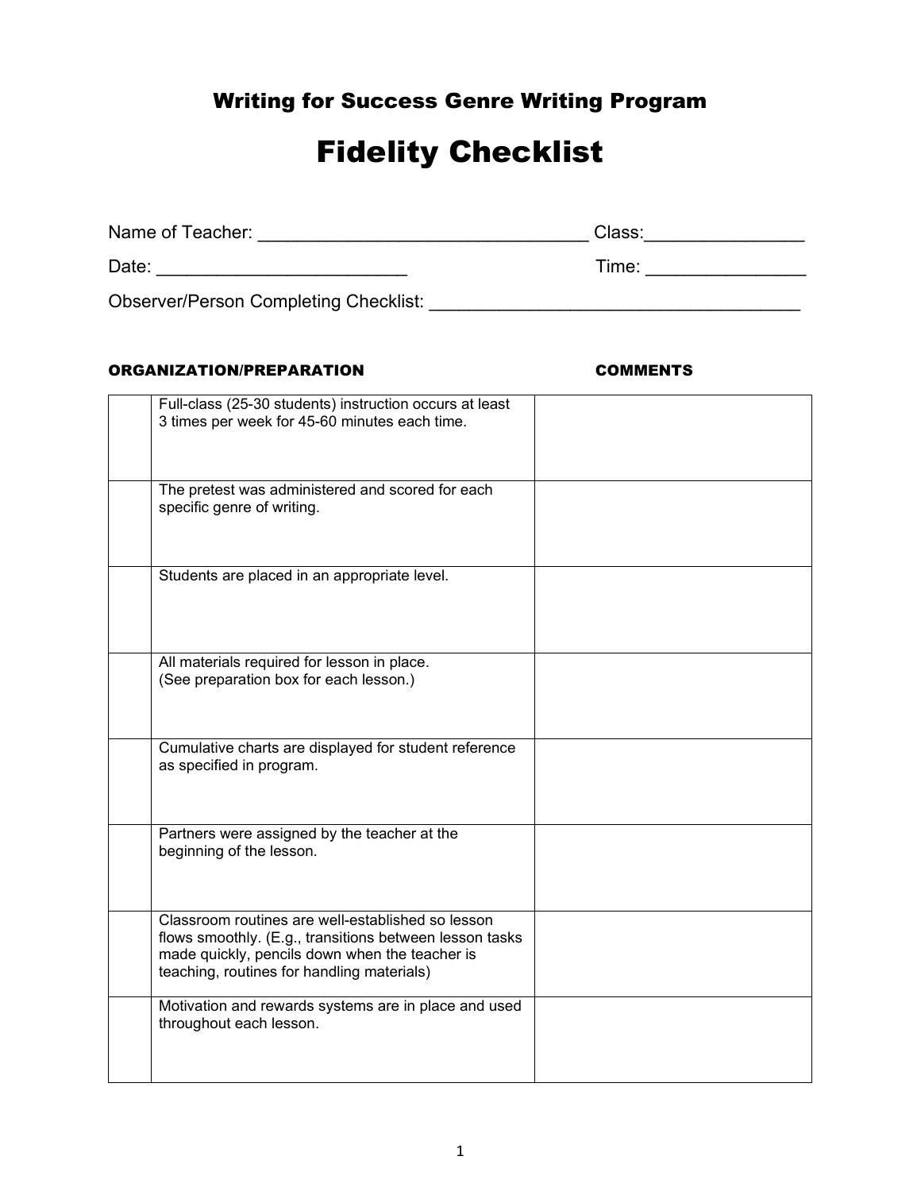# Writing for Success Genre Writing Program

# Fidelity Checklist

Name of Teacher: ________________________________ Class:_______________

Date: ________________________ Time: _______________

Observer/Person Completing Checklist: ____________________________________

| | ORGANIZATION/PREPARATION | COMMENTS |
|---|---|---|
| | Full-class (25-30 students) instruction occurs at least 3 times per week for 45-60 minutes each time. | |
| | The pretest was administered and scored for each specific genre of writing. | |
| | Students are placed in an appropriate level. | |
| | All materials required for lesson in place. (See preparation box for each lesson.) | |
| | Cumulative charts are displayed for student reference as specified in program. | |
| | Partners were assigned by the teacher at the beginning of the lesson. | |
| | Classroom routines are well-established so lesson flows smoothly. (E.g., transitions between lesson tasks made quickly, pencils down when the teacher is teaching, routines for handling materials) | |
| | Motivation and rewards systems are in place and used throughout each lesson. | |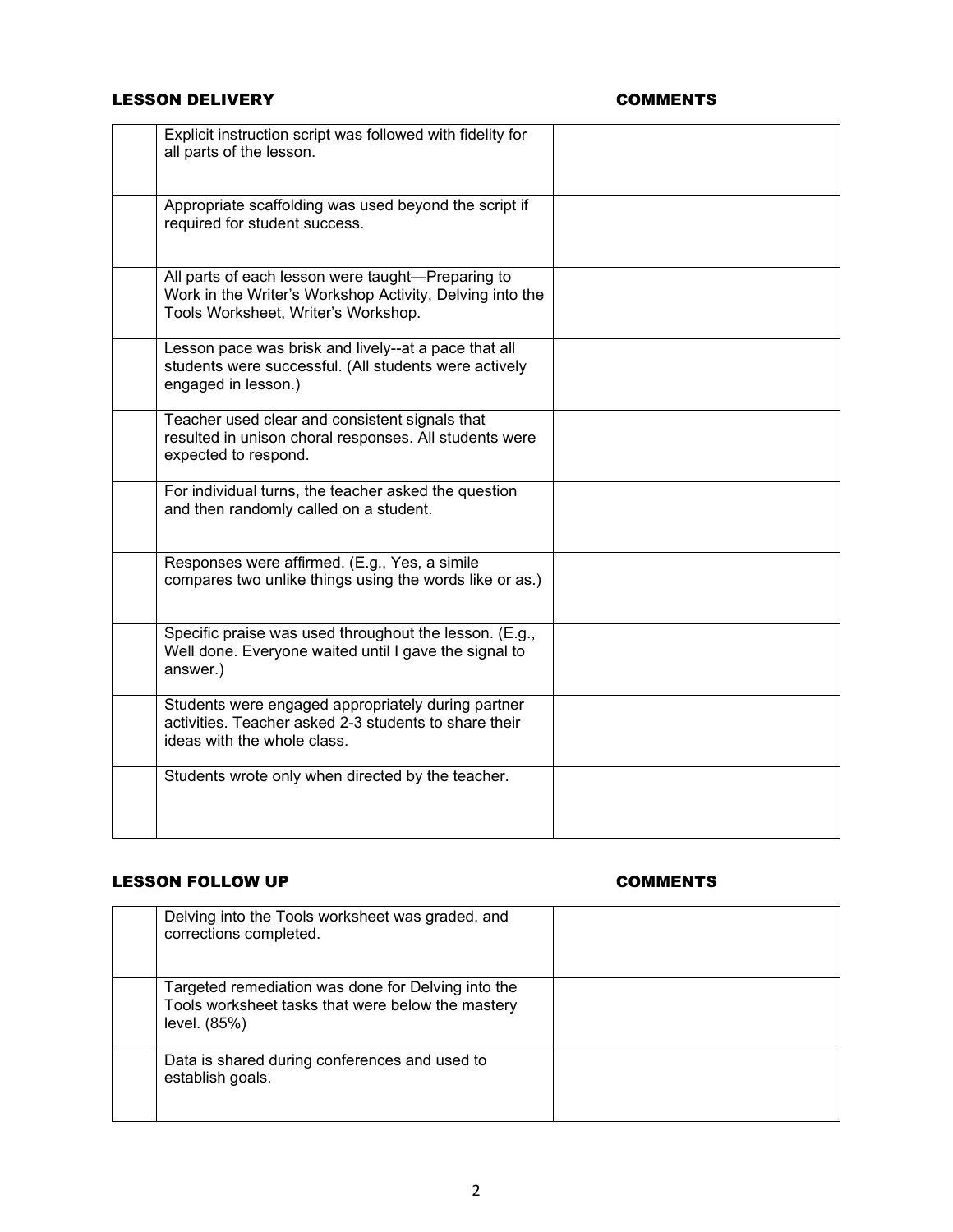## LESSON DELIVERY

| | | COMMENTS |
|---|---|---|
| | Explicit instruction script was followed with fidelity for all parts of the lesson. | |
| | Appropriate scaffolding was used beyond the script if required for student success. | |
| | All parts of each lesson were taught—Preparing to Work in the Writer's Workshop Activity, Delving into the Tools Worksheet, Writer's Workshop. | |
| | Lesson pace was brisk and lively--at a pace that all students were successful. (All students were actively engaged in lesson.) | |
| | Teacher used clear and consistent signals that resulted in unison choral responses. All students were expected to respond. | |
| | For individual turns, the teacher asked the question and then randomly called on a student. | |
| | Responses were affirmed. (E.g., Yes, a simile compares two unlike things using the words like or as.) | |
| | Specific praise was used throughout the lesson. (E.g., Well done. Everyone waited until I gave the signal to answer.) | |
| | Students were engaged appropriately during partner activities. Teacher asked 2-3 students to share their ideas with the whole class. | |
| | Students wrote only when directed by the teacher. | |

## LESSON FOLLOW UP

| | | COMMENTS |
|---|---|---|
| | Delving into the Tools worksheet was graded, and corrections completed. | |
| | Targeted remediation was done for Delving into the Tools worksheet tasks that were below the mastery level. (85%) | |
| | Data is shared during conferences and used to establish goals. | |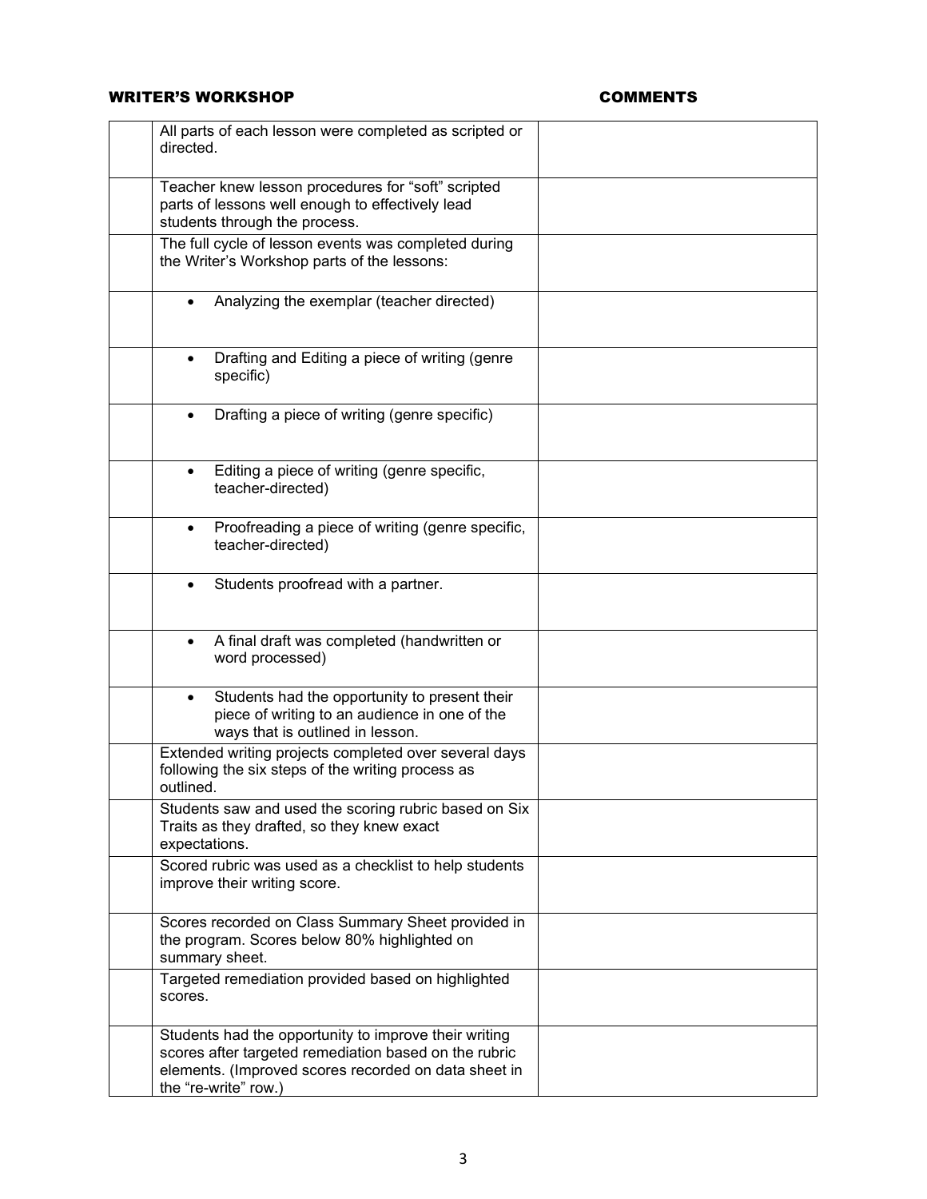| | WRITER'S WORKSHOP | COMMENTS |
|---|---|---|
| | All parts of each lesson were completed as scripted or directed. | |
| | Teacher knew lesson procedures for "soft" scripted parts of lessons well enough to effectively lead students through the process. | |
| | The full cycle of lesson events was completed during the Writer's Workshop parts of the lessons: | |
| | • Analyzing the exemplar (teacher directed) | |
| | • Drafting and Editing a piece of writing (genre specific) | |
| | • Drafting a piece of writing (genre specific) | |
| | • Editing a piece of writing (genre specific, teacher-directed) | |
| | • Proofreading a piece of writing (genre specific, teacher-directed) | |
| | • Students proofread with a partner. | |
| | • A final draft was completed (handwritten or word processed) | |
| | • Students had the opportunity to present their piece of writing to an audience in one of the ways that is outlined in lesson. | |
| | Extended writing projects completed over several days following the six steps of the writing process as outlined. | |
| | Students saw and used the scoring rubric based on Six Traits as they drafted, so they knew exact expectations. | |
| | Scored rubric was used as a checklist to help students improve their writing score. | |
| | Scores recorded on Class Summary Sheet provided in the program. Scores below 80% highlighted on summary sheet. | |
| | Targeted remediation provided based on highlighted scores. | |
| | Students had the opportunity to improve their writing scores after targeted remediation based on the rubric elements. (Improved scores recorded on data sheet in the "re-write" row.) | |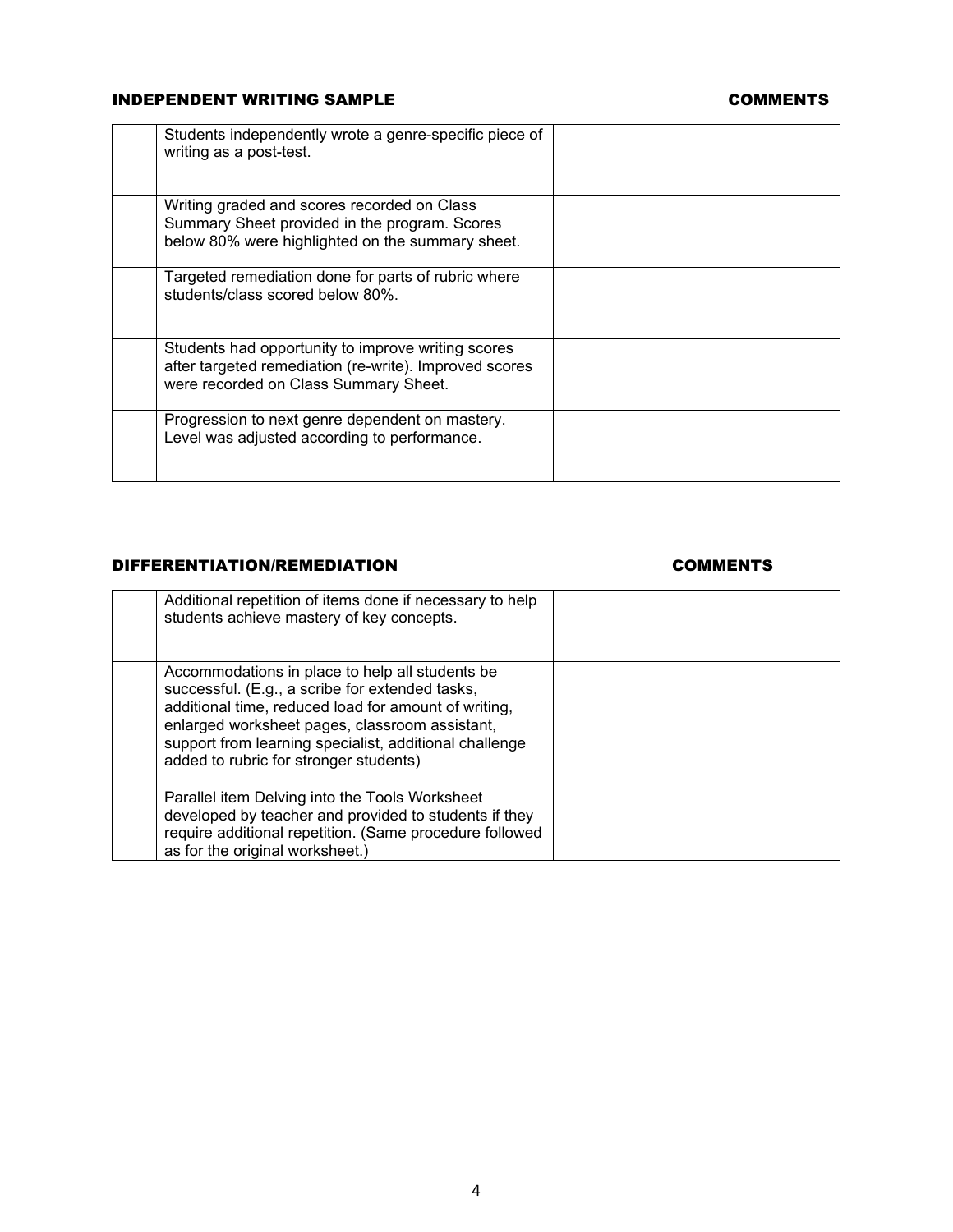## INDEPENDENT WRITING SAMPLE

| | | COMMENTS |
|---|---|---|
| | Students independently wrote a genre-specific piece of writing as a post-test. | |
| | Writing graded and scores recorded on Class Summary Sheet provided in the program. Scores below 80% were highlighted on the summary sheet. | |
| | Targeted remediation done for parts of rubric where students/class scored below 80%. | |
| | Students had opportunity to improve writing scores after targeted remediation (re-write). Improved scores were recorded on Class Summary Sheet. | |
| | Progression to next genre dependent on mastery. Level was adjusted according to performance. | |

## DIFFERENTIATION/REMEDIATION

| | | COMMENTS |
|---|---|---|
| | Additional repetition of items done if necessary to help students achieve mastery of key concepts. | |
| | Accommodations in place to help all students be successful. (E.g., a scribe for extended tasks, additional time, reduced load for amount of writing, enlarged worksheet pages, classroom assistant, support from learning specialist, additional challenge added to rubric for stronger students) | |
| | Parallel item Delving into the Tools Worksheet developed by teacher and provided to students if they require additional repetition. (Same procedure followed as for the original worksheet.) | |